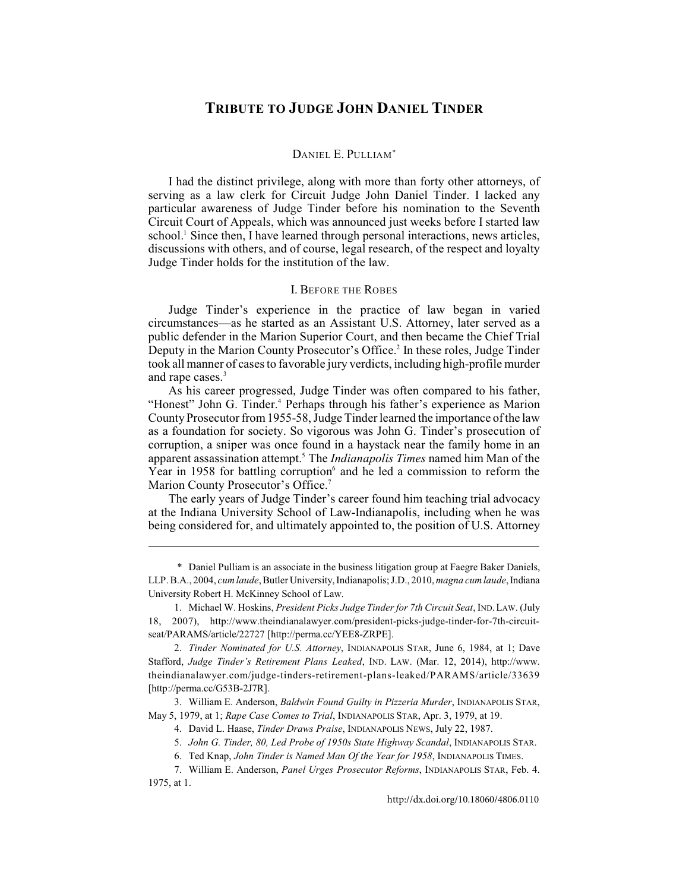# TRIBUTE TO JUDGE JOHN DANIEL TINDER

DANIEL E. PULLIAM*

I had the distinct privilege, along with more than forty other attorneys, of serving as a law clerk for Circuit Judge John Daniel Tinder. I lacked any particular awareness of Judge Tinder before his nomination to the Seventh Circuit Court of Appeals, which was announced just weeks before I started law school.[1] Since then, I have learned through personal interactions, news articles, discussions with others, and of course, legal research, of the respect and loyalty Judge Tinder holds for the institution of the law.

## I. BEFORE THE ROBES

Judge Tinder's experience in the practice of law began in varied circumstances—as he started as an Assistant U.S. Attorney, later served as a public defender in the Marion Superior Court, and then became the Chief Trial Deputy in the Marion County Prosecutor's Office.[2] In these roles, Judge Tinder took all manner of cases to favorable jury verdicts, including high-profile murder and rape cases.[3]

As his career progressed, Judge Tinder was often compared to his father, "Honest" John G. Tinder.[4] Perhaps through his father's experience as Marion County Prosecutor from 1955-58, Judge Tinder learned the importance of the law as a foundation for society. So vigorous was John G. Tinder's prosecution of corruption, a sniper was once found in a haystack near the family home in an apparent assassination attempt.[5] The *Indianapolis Times* named him Man of the Year in 1958 for battling corruption[6] and he led a commission to reform the Marion County Prosecutor's Office.[7]

The early years of Judge Tinder's career found him teaching trial advocacy at the Indiana University School of Law-Indianapolis, including when he was being considered for, and ultimately appointed to, the position of U.S. Attorney

---

\* Daniel Pulliam is an associate in the business litigation group at Faegre Baker Daniels, LLP. B.A., 2004, *cum laude*, Butler University, Indianapolis; J.D., 2010, *magna cum laude*, Indiana University Robert H. McKinney School of Law.

1. Michael W. Hoskins, *President Picks Judge Tinder for 7th Circuit Seat*, IND. LAW. (July 18, 2007), http://www.theindianalawyer.com/president-picks-judge-tinder-for-7th-circuit-seat/PARAMS/article/22727 [http://perma.cc/YEE8-ZRPE].

2. *Tinder Nominated for U.S. Attorney*, INDIANAPOLIS STAR, June 6, 1984, at 1; Dave Stafford, *Judge Tinder's Retirement Plans Leaked*, IND. LAW. (Mar. 12, 2014), http://www.theindianalawyer.com/judge-tinders-retirement-plans-leaked/PARAMS/article/33639 [http://perma.cc/G53B-2J7R].

3. William E. Anderson, *Baldwin Found Guilty in Pizzeria Murder*, INDIANAPOLIS STAR, May 5, 1979, at 1; *Rape Case Comes to Trial*, INDIANAPOLIS STAR, Apr. 3, 1979, at 19.

4. David L. Haase, *Tinder Draws Praise*, INDIANAPOLIS NEWS, July 22, 1987.

5. *John G. Tinder, 80, Led Probe of 1950s State Highway Scandal*, INDIANAPOLIS STAR.

6. Ted Knap, *John Tinder is Named Man Of the Year for 1958*, INDIANAPOLIS TIMES.

7. William E. Anderson, *Panel Urges Prosecutor Reforms*, INDIANAPOLIS STAR, Feb. 4. 1975, at 1.

http://dx.doi.org/10.18060/4806.0110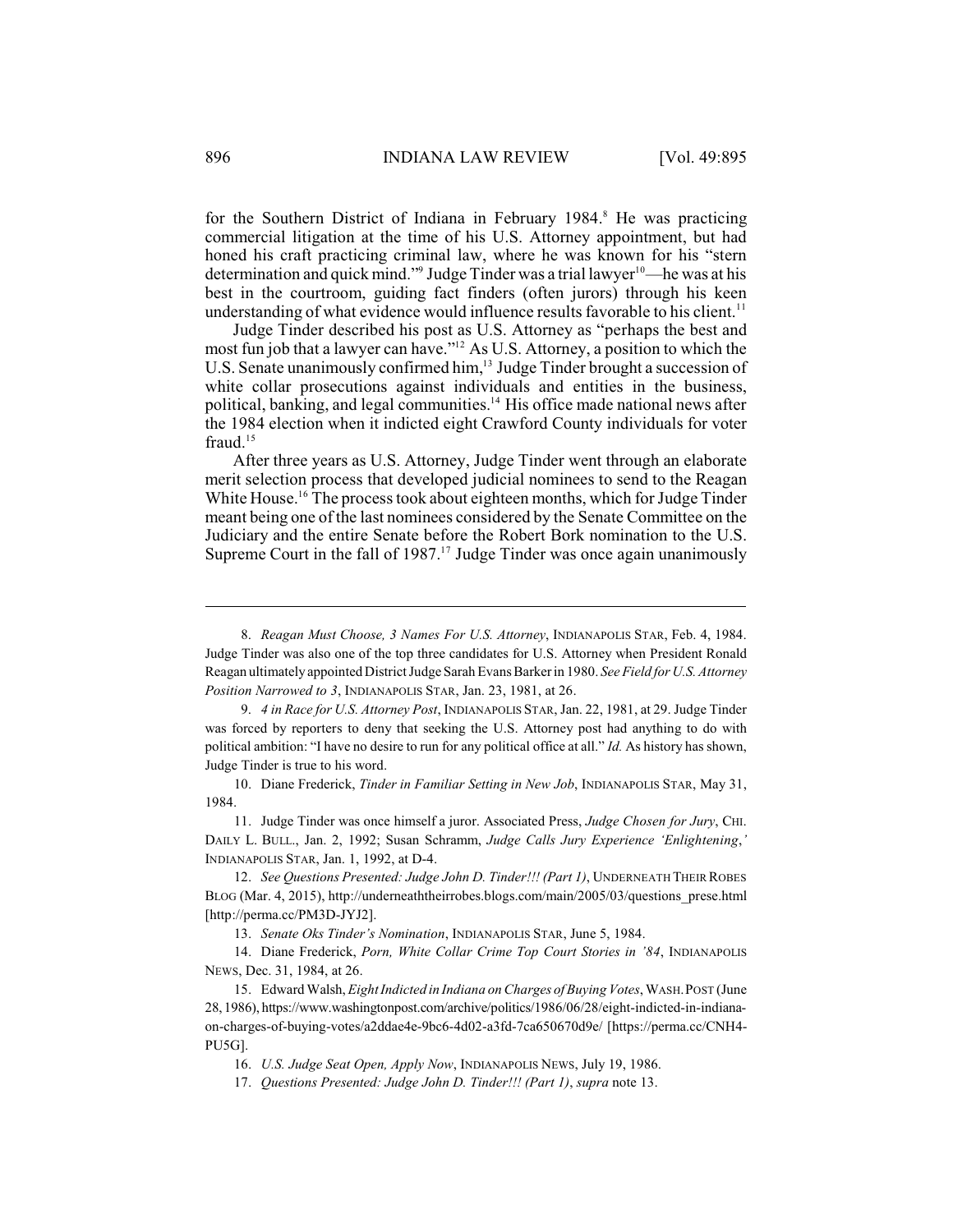for the Southern District of Indiana in February 1984.[8] He was practicing commercial litigation at the time of his U.S. Attorney appointment, but had honed his craft practicing criminal law, where he was known for his "stern determination and quick mind."[9] Judge Tinder was a trial lawyer[10]—he was at his best in the courtroom, guiding fact finders (often jurors) through his keen understanding of what evidence would influence results favorable to his client.[11]

Judge Tinder described his post as U.S. Attorney as "perhaps the best and most fun job that a lawyer can have."[12] As U.S. Attorney, a position to which the U.S. Senate unanimously confirmed him,[13] Judge Tinder brought a succession of white collar prosecutions against individuals and entities in the business, political, banking, and legal communities.[14] His office made national news after the 1984 election when it indicted eight Crawford County individuals for voter fraud.[15]

After three years as U.S. Attorney, Judge Tinder went through an elaborate merit selection process that developed judicial nominees to send to the Reagan White House.[16] The process took about eighteen months, which for Judge Tinder meant being one of the last nominees considered by the Senate Committee on the Judiciary and the entire Senate before the Robert Bork nomination to the U.S. Supreme Court in the fall of 1987.[17] Judge Tinder was once again unanimously

---

8. *Reagan Must Choose, 3 Names For U.S. Attorney*, INDIANAPOLIS STAR, Feb. 4, 1984. Judge Tinder was also one of the top three candidates for U.S. Attorney when President Ronald Reagan ultimately appointed District Judge Sarah Evans Barker in 1980. *See Field for U.S. Attorney Position Narrowed to 3*, INDIANAPOLIS STAR, Jan. 23, 1981, at 26.

9. *4 in Race for U.S. Attorney Post*, INDIANAPOLIS STAR, Jan. 22, 1981, at 29. Judge Tinder was forced by reporters to deny that seeking the U.S. Attorney post had anything to do with political ambition: "I have no desire to run for any political office at all." *Id.* As history has shown, Judge Tinder is true to his word.

10. Diane Frederick, *Tinder in Familiar Setting in New Job*, INDIANAPOLIS STAR, May 31, 1984.

11. Judge Tinder was once himself a juror. Associated Press, *Judge Chosen for Jury*, CHI. DAILY L. BULL., Jan. 2, 1992; Susan Schramm, *Judge Calls Jury Experience 'Enlightening*,' INDIANAPOLIS STAR, Jan. 1, 1992, at D-4.

12. *See Questions Presented: Judge John D. Tinder!!! (Part 1)*, UNDERNEATH THEIR ROBES BLOG (Mar. 4, 2015), http://underneaththeirrobes.blogs.com/main/2005/03/questions_prese.html [http://perma.cc/PM3D-JYJ2].

13. *Senate Oks Tinder's Nomination*, INDIANAPOLIS STAR, June 5, 1984.

14. Diane Frederick, *Porn, White Collar Crime Top Court Stories in '84*, INDIANAPOLIS NEWS, Dec. 31, 1984, at 26.

15. Edward Walsh, *Eight Indicted in Indiana on Charges of Buying Votes*, WASH. POST (June 28, 1986), https://www.washingtonpost.com/archive/politics/1986/06/28/eight-indicted-in-indiana-on-charges-of-buying-votes/a2ddae4e-9bc6-4d02-a3fd-7ca650670d9e/ [https://perma.cc/CNH4-PU5G].

16. *U.S. Judge Seat Open, Apply Now*, INDIANAPOLIS NEWS, July 19, 1986.

17. *Questions Presented: Judge John D. Tinder!!! (Part 1)*, *supra* note 13.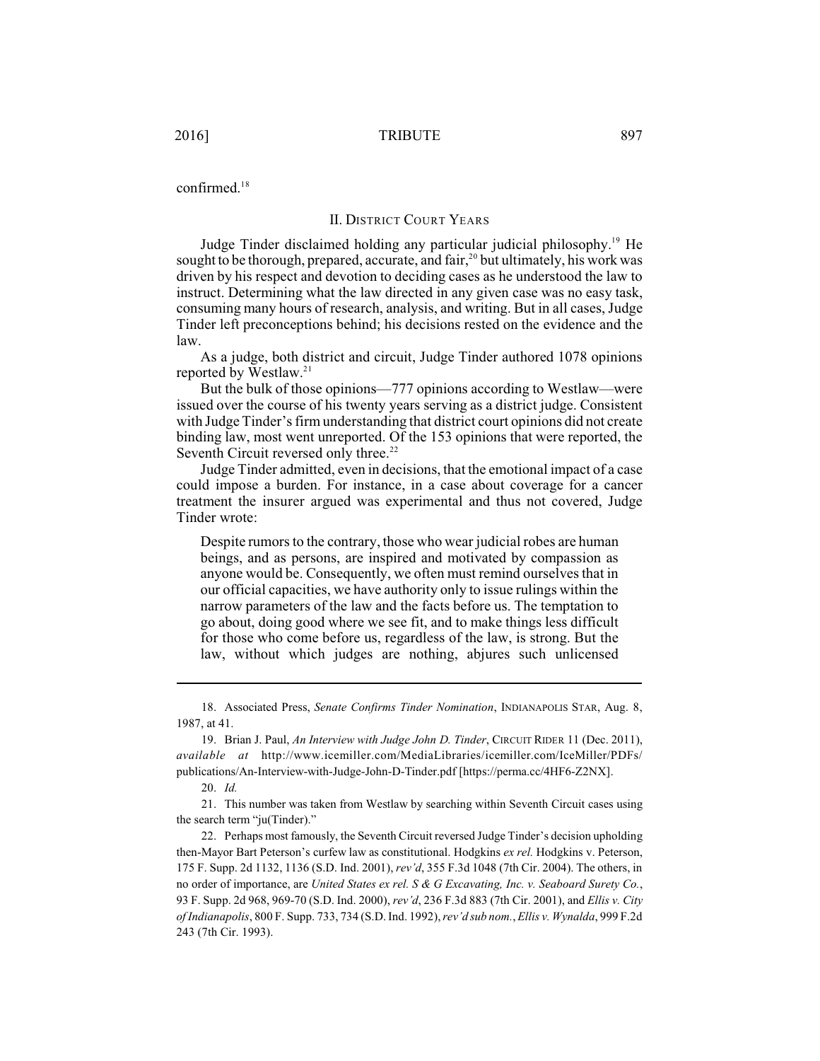confirmed.[18]

## II. District Court Years

Judge Tinder disclaimed holding any particular judicial philosophy.[19] He sought to be thorough, prepared, accurate, and fair,[20] but ultimately, his work was driven by his respect and devotion to deciding cases as he understood the law to instruct. Determining what the law directed in any given case was no easy task, consuming many hours of research, analysis, and writing. But in all cases, Judge Tinder left preconceptions behind; his decisions rested on the evidence and the law.

As a judge, both district and circuit, Judge Tinder authored 1078 opinions reported by Westlaw.[21]

But the bulk of those opinions—777 opinions according to Westlaw—were issued over the course of his twenty years serving as a district judge. Consistent with Judge Tinder's firm understanding that district court opinions did not create binding law, most went unreported. Of the 153 opinions that were reported, the Seventh Circuit reversed only three.[22]

Judge Tinder admitted, even in decisions, that the emotional impact of a case could impose a burden. For instance, in a case about coverage for a cancer treatment the insurer argued was experimental and thus not covered, Judge Tinder wrote:

> Despite rumors to the contrary, those who wear judicial robes are human beings, and as persons, are inspired and motivated by compassion as anyone would be. Consequently, we often must remind ourselves that in our official capacities, we have authority only to issue rulings within the narrow parameters of the law and the facts before us. The temptation to go about, doing good where we see fit, and to make things less difficult for those who come before us, regardless of the law, is strong. But the law, without which judges are nothing, abjures such unlicensed

---

18. Associated Press, *Senate Confirms Tinder Nomination*, INDIANAPOLIS STAR, Aug. 8, 1987, at 41.

19. Brian J. Paul, *An Interview with Judge John D. Tinder*, CIRCUIT RIDER 11 (Dec. 2011), *available at* http://www.icemiller.com/MediaLibraries/icemiller.com/IceMiller/PDFs/publications/An-Interview-with-Judge-John-D-Tinder.pdf [https://perma.cc/4HF6-Z2NX].

20. *Id.*

21. This number was taken from Westlaw by searching within Seventh Circuit cases using the search term "ju(Tinder)."

22. Perhaps most famously, the Seventh Circuit reversed Judge Tinder's decision upholding then-Mayor Bart Peterson's curfew law as constitutional. Hodgkins *ex rel.* Hodgkins v. Peterson, 175 F. Supp. 2d 1132, 1136 (S.D. Ind. 2001), *rev'd*, 355 F.3d 1048 (7th Cir. 2004). The others, in no order of importance, are *United States ex rel. S & G Excavating, Inc. v. Seaboard Surety Co.*, 93 F. Supp. 2d 968, 969-70 (S.D. Ind. 2000), *rev'd*, 236 F.3d 883 (7th Cir. 2001), and *Ellis v. City of Indianapolis*, 800 F. Supp. 733, 734 (S.D. Ind. 1992), *rev'd sub nom.*, *Ellis v. Wynalda*, 999 F.2d 243 (7th Cir. 1993).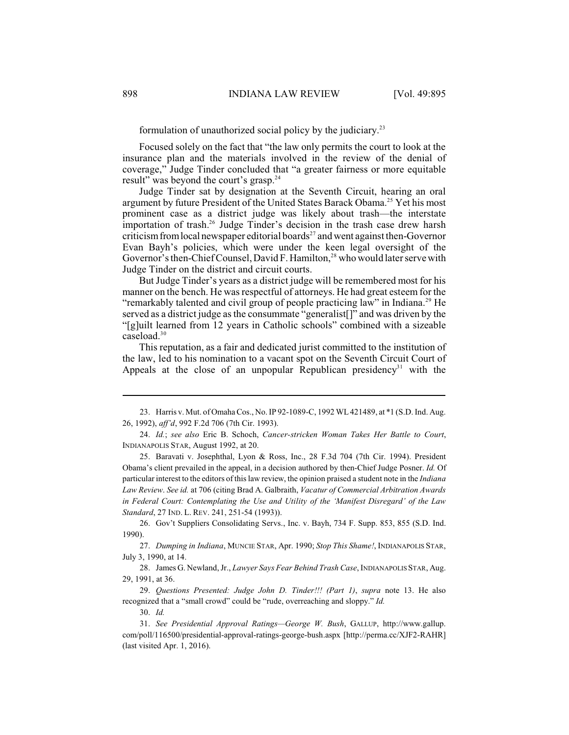formulation of unauthorized social policy by the judiciary.[23]

Focused solely on the fact that "the law only permits the court to look at the insurance plan and the materials involved in the review of the denial of coverage," Judge Tinder concluded that "a greater fairness or more equitable result" was beyond the court's grasp.[24]

Judge Tinder sat by designation at the Seventh Circuit, hearing an oral argument by future President of the United States Barack Obama.[25] Yet his most prominent case as a district judge was likely about trash—the interstate importation of trash.[26] Judge Tinder's decision in the trash case drew harsh criticism from local newspaper editorial boards[27] and went against then-Governor Evan Bayh's policies, which were under the keen legal oversight of the Governor's then-Chief Counsel, David F. Hamilton,[28] who would later serve with Judge Tinder on the district and circuit courts.

But Judge Tinder's years as a district judge will be remembered most for his manner on the bench. He was respectful of attorneys. He had great esteem for the "remarkably talented and civil group of people practicing law" in Indiana.[29] He served as a district judge as the consummate "generalist[]" and was driven by the "[g]uilt learned from 12 years in Catholic schools" combined with a sizeable caseload.[30]

This reputation, as a fair and dedicated jurist committed to the institution of the law, led to his nomination to a vacant spot on the Seventh Circuit Court of Appeals at the close of an unpopular Republican presidency[31] with the

---

23. Harris v. Mut. of Omaha Cos., No. IP 92-1089-C, 1992 WL 421489, at *1 (S.D. Ind. Aug. 26, 1992), *aff'd*, 992 F.2d 706 (7th Cir. 1993).

24. *Id.*; *see also* Eric B. Schoch, *Cancer-stricken Woman Takes Her Battle to Court*, INDIANAPOLIS STAR, August 1992, at 20.

25. Baravati v. Josephthal, Lyon & Ross, Inc., 28 F.3d 704 (7th Cir. 1994). President Obama's client prevailed in the appeal, in a decision authored by then-Chief Judge Posner. *Id.* Of particular interest to the editors of this law review, the opinion praised a student note in the *Indiana Law Review*. *See id.* at 706 (citing Brad A. Galbraith, *Vacatur of Commercial Arbitration Awards in Federal Court: Contemplating the Use and Utility of the 'Manifest Disregard' of the Law Standard*, 27 IND. L. REV. 241, 251-54 (1993)).

26. Gov't Suppliers Consolidating Servs., Inc. v. Bayh, 734 F. Supp. 853, 855 (S.D. Ind. 1990).

27. *Dumping in Indiana*, MUNCIE STAR, Apr. 1990; *Stop This Shame!*, INDIANAPOLIS STAR, July 3, 1990, at 14.

28. James G. Newland, Jr., *Lawyer Says Fear Behind Trash Case*, INDIANAPOLIS STAR, Aug. 29, 1991, at 36.

29. *Questions Presented: Judge John D. Tinder!!! (Part 1)*, *supra* note 13. He also recognized that a "small crowd" could be "rude, overreaching and sloppy." *Id.*

30. *Id.*

31. *See Presidential Approval Ratings—George W. Bush*, GALLUP, http://www.gallup.com/poll/116500/presidential-approval-ratings-george-bush.aspx [http://perma.cc/XJF2-RAHR] (last visited Apr. 1, 2016).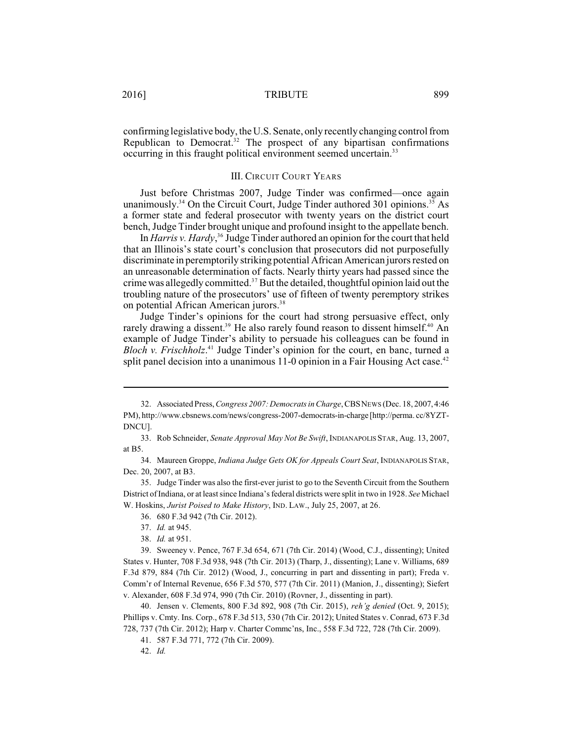confirming legislative body, the U.S. Senate, only recently changing control from Republican to Democrat.[32] The prospect of any bipartisan confirmations occurring in this fraught political environment seemed uncertain.[33]

## III. Circuit Court Years

Just before Christmas 2007, Judge Tinder was confirmed—once again unanimously.[34] On the Circuit Court, Judge Tinder authored 301 opinions.[35] As a former state and federal prosecutor with twenty years on the district court bench, Judge Tinder brought unique and profound insight to the appellate bench.

In *Harris v. Hardy*,[36] Judge Tinder authored an opinion for the court that held that an Illinois's state court's conclusion that prosecutors did not purposefully discriminate in peremptorily striking potential African American jurors rested on an unreasonable determination of facts. Nearly thirty years had passed since the crime was allegedly committed.[37] But the detailed, thoughtful opinion laid out the troubling nature of the prosecutors' use of fifteen of twenty peremptory strikes on potential African American jurors.[38]

Judge Tinder's opinions for the court had strong persuasive effect, only rarely drawing a dissent.[39] He also rarely found reason to dissent himself.[40] An example of Judge Tinder's ability to persuade his colleagues can be found in *Bloch v. Frischholz*.[41] Judge Tinder's opinion for the court, en banc, turned a split panel decision into a unanimous 11-0 opinion in a Fair Housing Act case.[42]

---

32. Associated Press, *Congress 2007: Democrats in Charge*, CBS News (Dec. 18, 2007, 4:46 PM), http://www.cbsnews.com/news/congress-2007-democrats-in-charge [http://perma. cc/8YZT-DNCU].

33. Rob Schneider, *Senate Approval May Not Be Swift*, Indianapolis Star, Aug. 13, 2007, at B5.

34. Maureen Groppe, *Indiana Judge Gets OK for Appeals Court Seat*, Indianapolis Star, Dec. 20, 2007, at B3.

35. Judge Tinder was also the first-ever jurist to go to the Seventh Circuit from the Southern District of Indiana, or at least since Indiana's federal districts were split in two in 1928. *See* Michael W. Hoskins, *Jurist Poised to Make History*, Ind. Law., July 25, 2007, at 26.

36. 680 F.3d 942 (7th Cir. 2012).

37. *Id.* at 945.

38. *Id.* at 951.

39. Sweeney v. Pence, 767 F.3d 654, 671 (7th Cir. 2014) (Wood, C.J., dissenting); United States v. Hunter, 708 F.3d 938, 948 (7th Cir. 2013) (Tharp, J., dissenting); Lane v. Williams, 689 F.3d 879, 884 (7th Cir. 2012) (Wood, J., concurring in part and dissenting in part); Freda v. Comm'r of Internal Revenue, 656 F.3d 570, 577 (7th Cir. 2011) (Manion, J., dissenting); Siefert v. Alexander, 608 F.3d 974, 990 (7th Cir. 2010) (Rovner, J., dissenting in part).

40. Jensen v. Clements, 800 F.3d 892, 908 (7th Cir. 2015), *reh'g denied* (Oct. 9, 2015); Phillips v. Cmty. Ins. Corp., 678 F.3d 513, 530 (7th Cir. 2012); United States v. Conrad, 673 F.3d 728, 737 (7th Cir. 2012); Harp v. Charter Commc'ns, Inc., 558 F.3d 722, 728 (7th Cir. 2009).

41. 587 F.3d 771, 772 (7th Cir. 2009).

42. *Id.*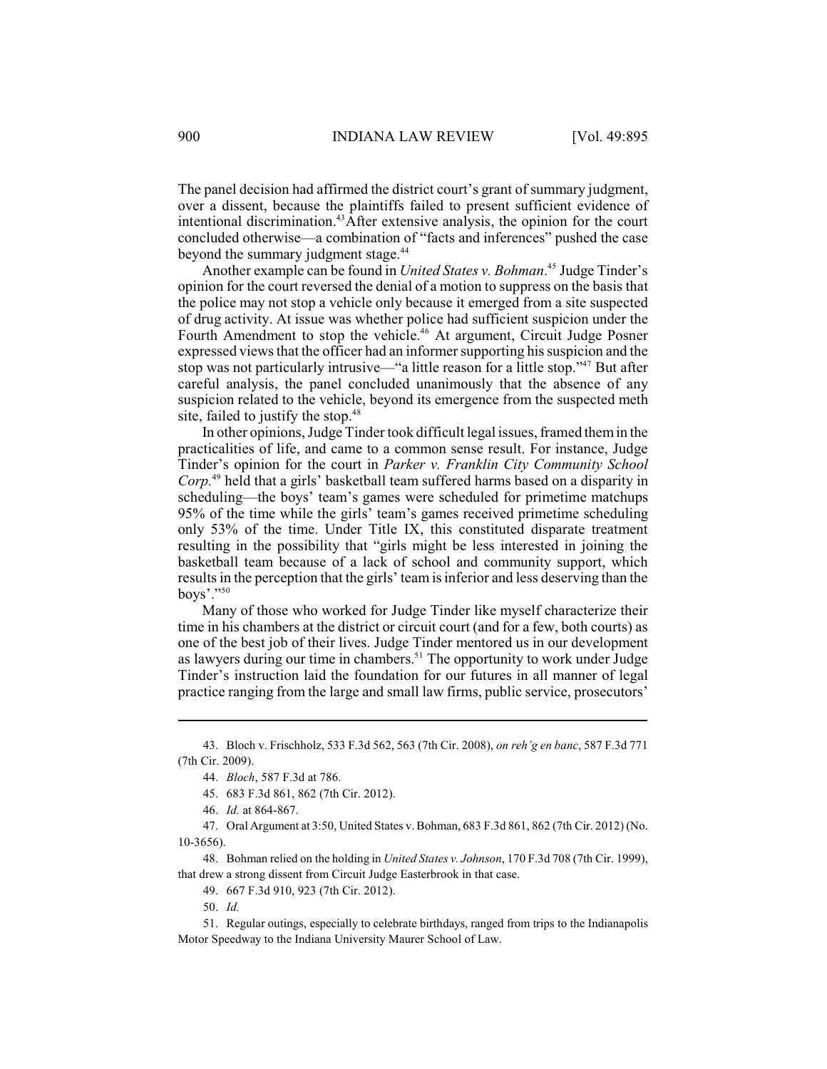The panel decision had affirmed the district court's grant of summary judgment, over a dissent, because the plaintiffs failed to present sufficient evidence of intentional discrimination.[43] After extensive analysis, the opinion for the court concluded otherwise—a combination of "facts and inferences" pushed the case beyond the summary judgment stage.[44]

Another example can be found in *United States v. Bohman*.[45] Judge Tinder's opinion for the court reversed the denial of a motion to suppress on the basis that the police may not stop a vehicle only because it emerged from a site suspected of drug activity. At issue was whether police had sufficient suspicion under the Fourth Amendment to stop the vehicle.[46] At argument, Circuit Judge Posner expressed views that the officer had an informer supporting his suspicion and the stop was not particularly intrusive—"a little reason for a little stop."[47] But after careful analysis, the panel concluded unanimously that the absence of any suspicion related to the vehicle, beyond its emergence from the suspected meth site, failed to justify the stop.[48]

In other opinions, Judge Tinder took difficult legal issues, framed them in the practicalities of life, and came to a common sense result. For instance, Judge Tinder's opinion for the court in *Parker v. Franklin City Community School Corp.*[49] held that a girls' basketball team suffered harms based on a disparity in scheduling—the boys' team's games were scheduled for primetime matchups 95% of the time while the girls' team's games received primetime scheduling only 53% of the time. Under Title IX, this constituted disparate treatment resulting in the possibility that "girls might be less interested in joining the basketball team because of a lack of school and community support, which results in the perception that the girls' team is inferior and less deserving than the boys'."[50]

Many of those who worked for Judge Tinder like myself characterize their time in his chambers at the district or circuit court (and for a few, both courts) as one of the best job of their lives. Judge Tinder mentored us in our development as lawyers during our time in chambers.[51] The opportunity to work under Judge Tinder's instruction laid the foundation for our futures in all manner of legal practice ranging from the large and small law firms, public service, prosecutors'

---

43. Bloch v. Frischholz, 533 F.3d 562, 563 (7th Cir. 2008), *on reh'g en banc*, 587 F.3d 771 (7th Cir. 2009).

44. *Bloch*, 587 F.3d at 786.

45. 683 F.3d 861, 862 (7th Cir. 2012).

46. *Id.* at 864-867.

47. Oral Argument at 3:50, United States v. Bohman, 683 F.3d 861, 862 (7th Cir. 2012) (No. 10-3656).

48. Bohman relied on the holding in *United States v. Johnson*, 170 F.3d 708 (7th Cir. 1999), that drew a strong dissent from Circuit Judge Easterbrook in that case.

49. 667 F.3d 910, 923 (7th Cir. 2012).

50. *Id.*

51. Regular outings, especially to celebrate birthdays, ranged from trips to the Indianapolis Motor Speedway to the Indiana University Maurer School of Law.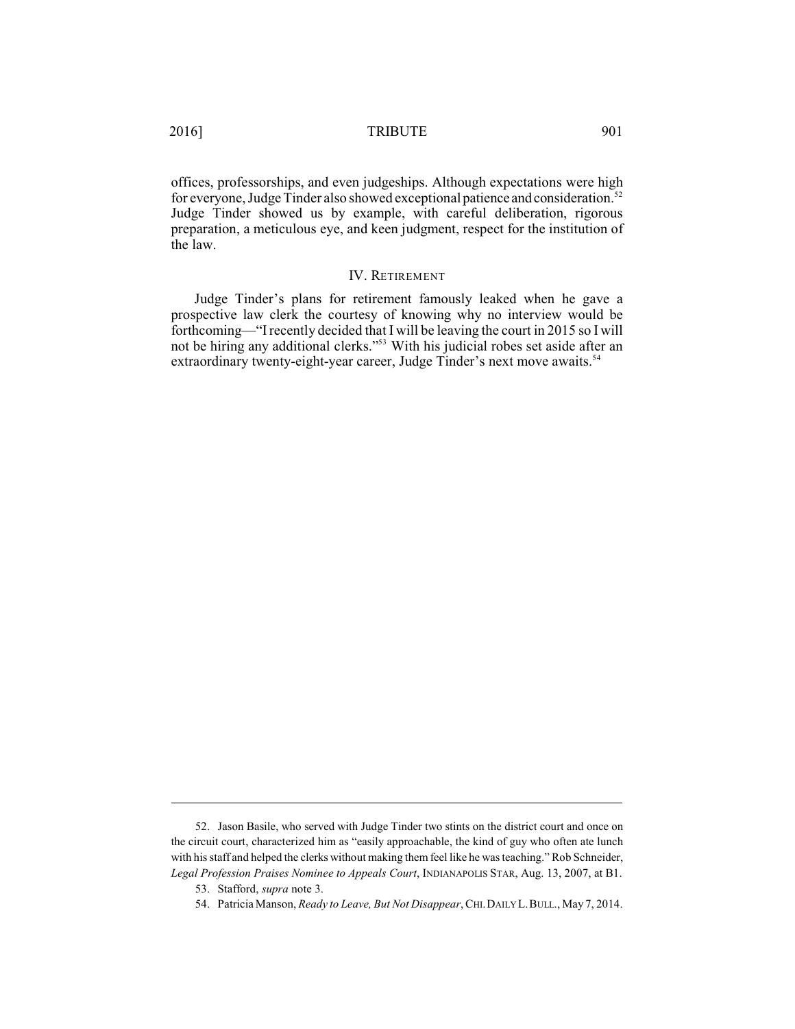offices, professorships, and even judgeships. Although expectations were high for everyone, Judge Tinder also showed exceptional patience and consideration.[52] Judge Tinder showed us by example, with careful deliberation, rigorous preparation, a meticulous eye, and keen judgment, respect for the institution of the law.

## IV. RETIREMENT

Judge Tinder's plans for retirement famously leaked when he gave a prospective law clerk the courtesy of knowing why no interview would be forthcoming—"I recently decided that I will be leaving the court in 2015 so I will not be hiring any additional clerks."[53] With his judicial robes set aside after an extraordinary twenty-eight-year career, Judge Tinder's next move awaits.[54]

---

52. Jason Basile, who served with Judge Tinder two stints on the district court and once on the circuit court, characterized him as "easily approachable, the kind of guy who often ate lunch with his staff and helped the clerks without making them feel like he was teaching." Rob Schneider, *Legal Profession Praises Nominee to Appeals Court*, INDIANAPOLIS STAR, Aug. 13, 2007, at B1.

53. Stafford, *supra* note 3.

54. Patricia Manson, *Ready to Leave, But Not Disappear*, CHI. DAILY L. BULL., May 7, 2014.